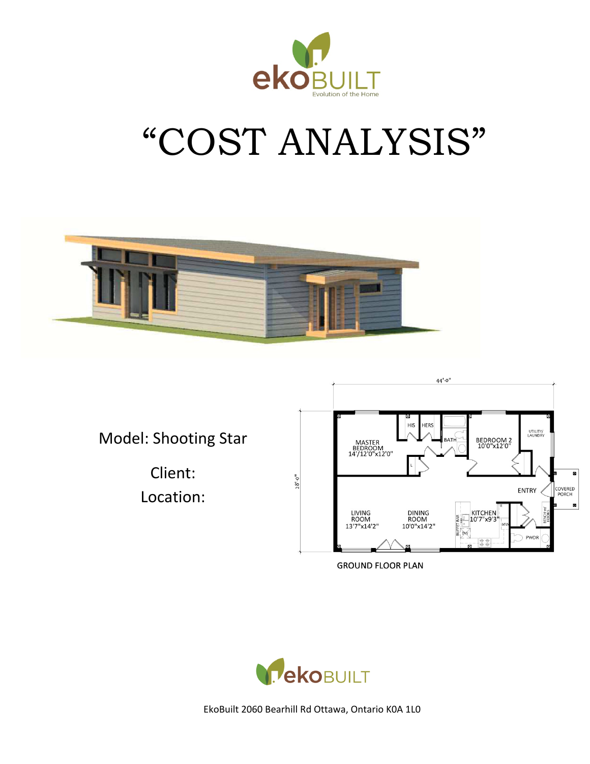ekoBUILT
Evolution of the Home

# "COST ANALYSIS"

Model: Shooting Star

Client:

Location:

GROUND FLOOR PLAN

EkoBuilt 2060 Bearhill Rd Ottawa, Ontario K0A 1L0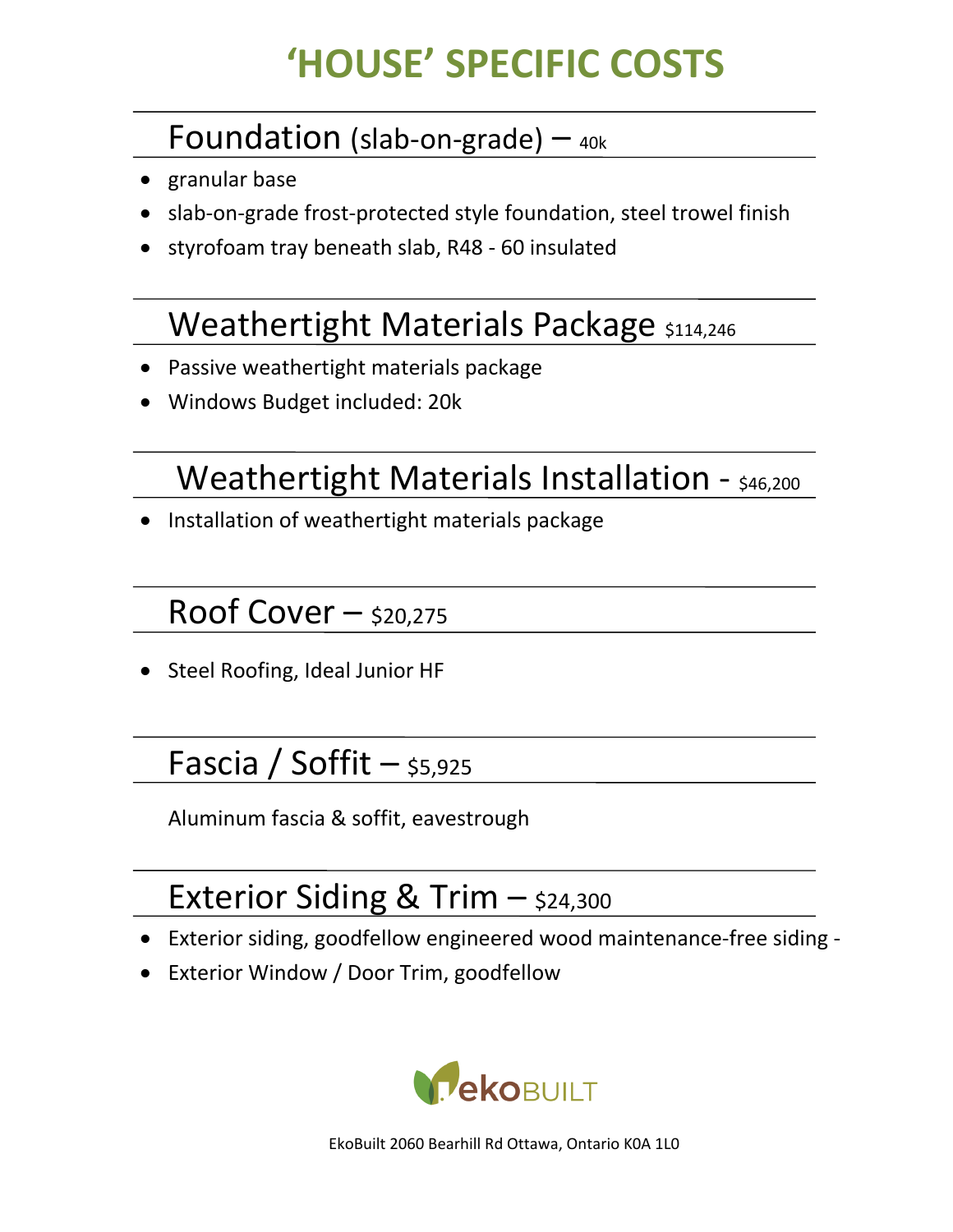# 'HOUSE' SPECIFIC COSTS

## Foundation (slab-on-grade) – 40k

- granular base
- slab-on-grade frost-protected style foundation, steel trowel finish
- styrofoam tray beneath slab, R48 - 60 insulated

## Weathertight Materials Package $114,246

- Passive weathertight materials package
- Windows Budget included: 20k

## Weathertight Materials Installation - $46,200

- Installation of weathertight materials package

## Roof Cover – $20,275

- Steel Roofing, Ideal Junior HF

## Fascia / Soffit – $5,925

Aluminum fascia & soffit, eavestrough

## Exterior Siding & Trim – $24,300

- Exterior siding, goodfellow engineered wood maintenance-free siding -
- Exterior Window / Door Trim, goodfellow

ekoBUILT

EkoBuilt 2060 Bearhill Rd Ottawa, Ontario K0A 1L0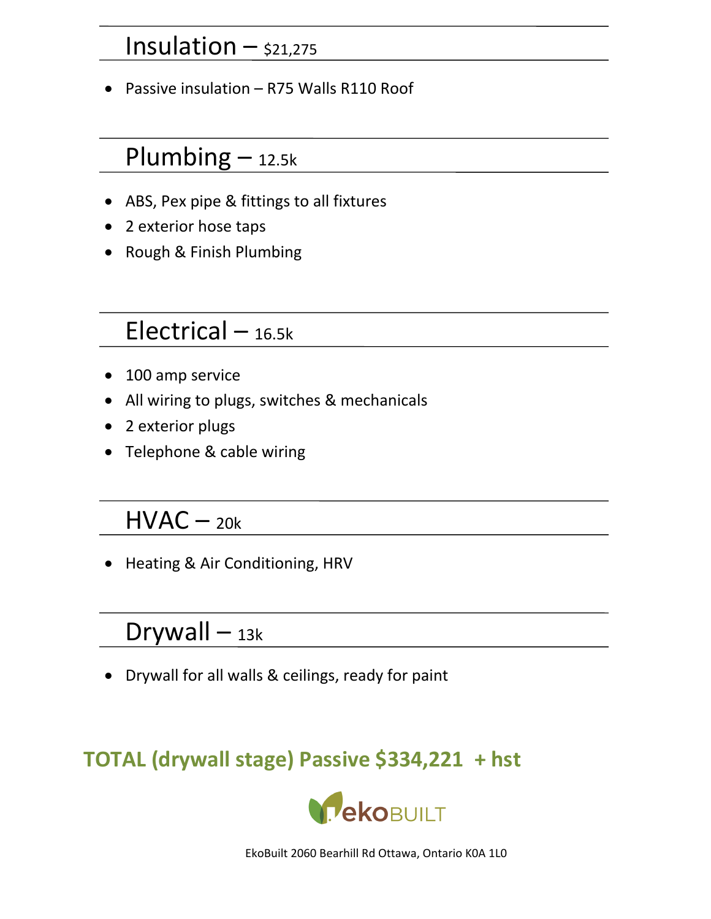## Insulation – $21,275

- Passive insulation – R75 Walls R110 Roof

## Plumbing – 12.5k

- ABS, Pex pipe & fittings to all fixtures
- 2 exterior hose taps
- Rough & Finish Plumbing

## Electrical – 16.5k

- 100 amp service
- All wiring to plugs, switches & mechanicals
- 2 exterior plugs
- Telephone & cable wiring

## HVAC – 20k

- Heating & Air Conditioning, HRV

## Drywall – 13k

- Drywall for all walls & ceilings, ready for paint

**TOTAL (drywall stage) Passive $334,221 + hst**

ekoBUILT

EkoBuilt 2060 Bearhill Rd Ottawa, Ontario K0A 1L0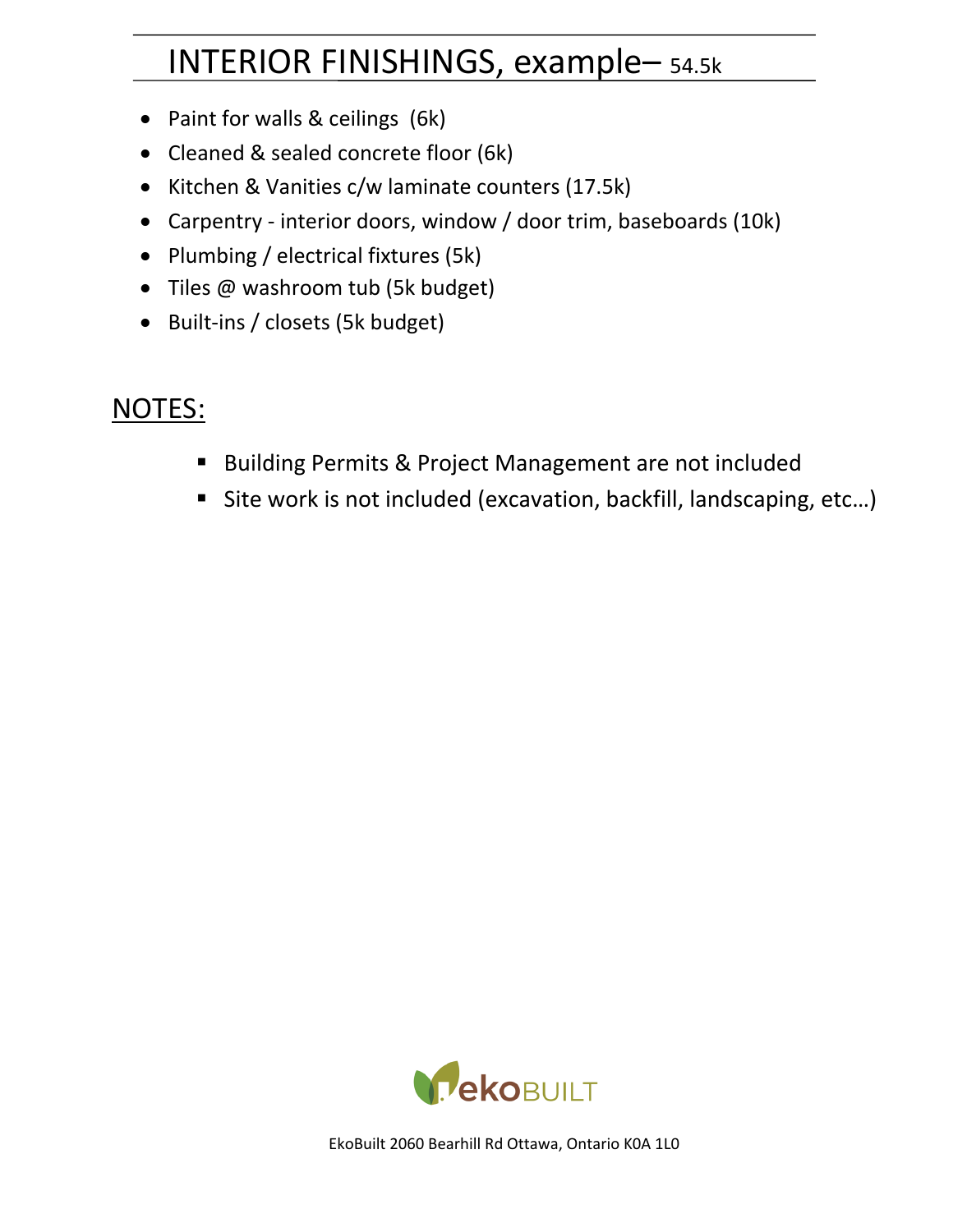# INTERIOR FINISHINGS, example– 54.5k

- Paint for walls & ceilings (6k)
- Cleaned & sealed concrete floor (6k)
- Kitchen & Vanities c/w laminate counters (17.5k)
- Carpentry - interior doors, window / door trim, baseboards (10k)
- Plumbing / electrical fixtures (5k)
- Tiles @ washroom tub (5k budget)
- Built-ins / closets (5k budget)

## NOTES:

- Building Permits & Project Management are not included
- Site work is not included (excavation, backfill, landscaping, etc…)

ekoBUILT

EkoBuilt 2060 Bearhill Rd Ottawa, Ontario K0A 1L0